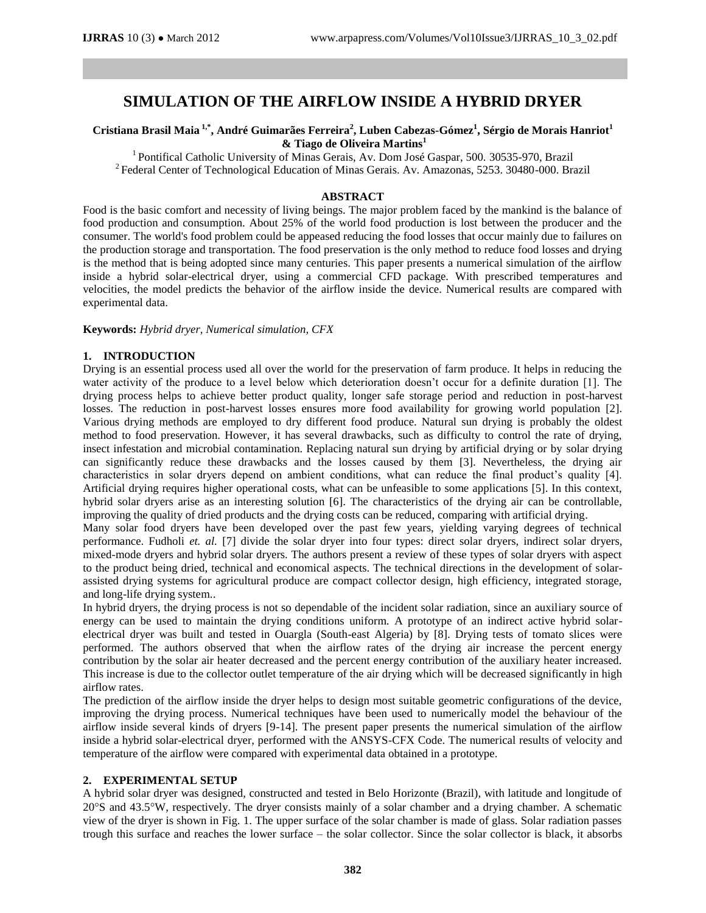# SIMULATION OF THE AIRFLOW INSIDE A HYBRID DRYER

**Cristiana Brasil Maia [1,*], André Guimarães Ferreira[2], Luben Cabezas-Gómez[1], Sérgio de Morais Hanriot[1] & Tiago de Oliveira Martins[1]**

[1] Pontifical Catholic University of Minas Gerais, Av. Dom José Gaspar, 500. 30535-970, Brazil
[2] Federal Center of Technological Education of Minas Gerais. Av. Amazonas, 5253. 30480-000. Brazil

## ABSTRACT

Food is the basic comfort and necessity of living beings. The major problem faced by the mankind is the balance of food production and consumption. About 25% of the world food production is lost between the producer and the consumer. The world's food problem could be appeased reducing the food losses that occur mainly due to failures on the production storage and transportation. The food preservation is the only method to reduce food losses and drying is the method that is being adopted since many centuries. This paper presents a numerical simulation of the airflow inside a hybrid solar-electrical dryer, using a commercial CFD package. With prescribed temperatures and velocities, the model predicts the behavior of the airflow inside the device. Numerical results are compared with experimental data.

**Keywords:** *Hybrid dryer, Numerical simulation, CFX*

## 1. INTRODUCTION

Drying is an essential process used all over the world for the preservation of farm produce. It helps in reducing the water activity of the produce to a level below which deterioration doesn't occur for a definite duration [1]. The drying process helps to achieve better product quality, longer safe storage period and reduction in post-harvest losses. The reduction in post-harvest losses ensures more food availability for growing world population [2]. Various drying methods are employed to dry different food produce. Natural sun drying is probably the oldest method to food preservation. However, it has several drawbacks, such as difficulty to control the rate of drying, insect infestation and microbial contamination. Replacing natural sun drying by artificial drying or by solar drying can significantly reduce these drawbacks and the losses caused by them [3]. Nevertheless, the drying air characteristics in solar dryers depend on ambient conditions, what can reduce the final product's quality [4]. Artificial drying requires higher operational costs, what can be unfeasible to some applications [5]. In this context, hybrid solar dryers arise as an interesting solution [6]. The characteristics of the drying air can be controllable, improving the quality of dried products and the drying costs can be reduced, comparing with artificial drying.

Many solar food dryers have been developed over the past few years, yielding varying degrees of technical performance. Fudholi *et. al.* [7] divide the solar dryer into four types: direct solar dryers, indirect solar dryers, mixed-mode dryers and hybrid solar dryers. The authors present a review of these types of solar dryers with aspect to the product being dried, technical and economical aspects. The technical directions in the development of solar-assisted drying systems for agricultural produce are compact collector design, high efficiency, integrated storage, and long-life drying system..

In hybrid dryers, the drying process is not so dependable of the incident solar radiation, since an auxiliary source of energy can be used to maintain the drying conditions uniform. A prototype of an indirect active hybrid solar-electrical dryer was built and tested in Ouargla (South-east Algeria) by [8]. Drying tests of tomato slices were performed. The authors observed that when the airflow rates of the drying air increase the percent energy contribution by the solar air heater decreased and the percent energy contribution of the auxiliary heater increased. This increase is due to the collector outlet temperature of the air drying which will be decreased significantly in high airflow rates.

The prediction of the airflow inside the dryer helps to design most suitable geometric configurations of the device, improving the drying process. Numerical techniques have been used to numerically model the behaviour of the airflow inside several kinds of dryers [9-14]. The present paper presents the numerical simulation of the airflow inside a hybrid solar-electrical dryer, performed with the ANSYS-CFX Code. The numerical results of velocity and temperature of the airflow were compared with experimental data obtained in a prototype.

## 2. EXPERIMENTAL SETUP

A hybrid solar dryer was designed, constructed and tested in Belo Horizonte (Brazil), with latitude and longitude of 20°S and 43.5°W, respectively. The dryer consists mainly of a solar chamber and a drying chamber. A schematic view of the dryer is shown in Fig. 1. The upper surface of the solar chamber is made of glass. Solar radiation passes trough this surface and reaches the lower surface – the solar collector. Since the solar collector is black, it absorbs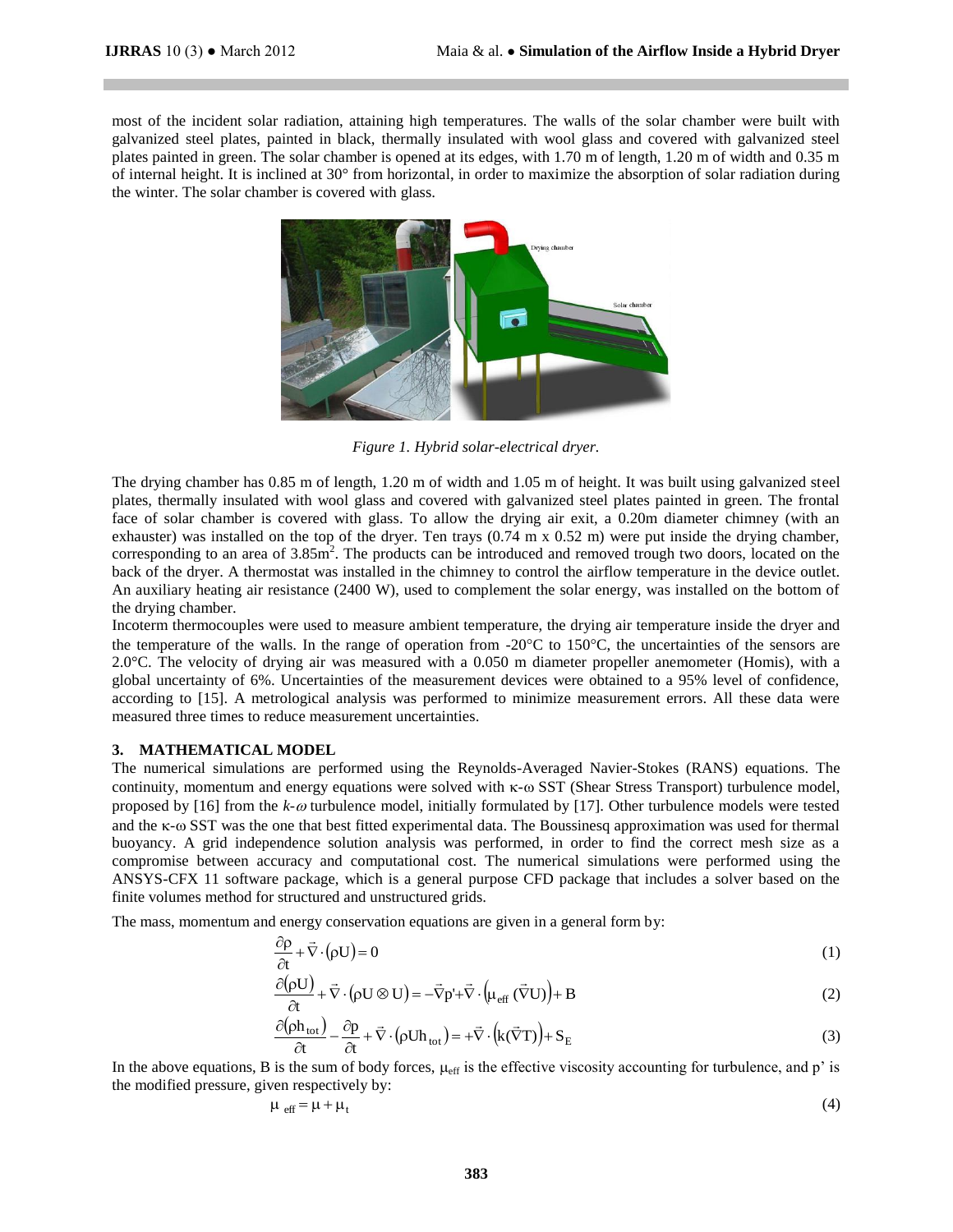most of the incident solar radiation, attaining high temperatures. The walls of the solar chamber were built with galvanized steel plates, painted in black, thermally insulated with wool glass and covered with galvanized steel plates painted in green. The solar chamber is opened at its edges, with 1.70 m of length, 1.20 m of width and 0.35 m of internal height. It is inclined at 30° from horizontal, in order to maximize the absorption of solar radiation during the winter. The solar chamber is covered with glass.

*Figure 1. Hybrid solar-electrical dryer.*

The drying chamber has 0.85 m of length, 1.20 m of width and 1.05 m of height. It was built using galvanized steel plates, thermally insulated with wool glass and covered with galvanized steel plates painted in green. The frontal face of solar chamber is covered with glass. To allow the drying air exit, a 0.20m diameter chimney (with an exhauster) was installed on the top of the dryer. Ten trays (0.74 m x 0.52 m) were put inside the drying chamber, corresponding to an area of 3.85m$^2$. The products can be introduced and removed trough two doors, located on the back of the dryer. A thermostat was installed in the chimney to control the airflow temperature in the device outlet. An auxiliary heating air resistance (2400 W), used to complement the solar energy, was installed on the bottom of the drying chamber.

Incoterm thermocouples were used to measure ambient temperature, the drying air temperature inside the dryer and the temperature of the walls. In the range of operation from -20°C to 150°C, the uncertainties of the sensors are 2.0°C. The velocity of drying air was measured with a 0.050 m diameter propeller anemometer (Homis), with a global uncertainty of 6%. Uncertainties of the measurement devices were obtained to a 95% level of confidence, according to [15]. A metrological analysis was performed to minimize measurement errors. All these data were measured three times to reduce measurement uncertainties.

## 3. MATHEMATICAL MODEL

The numerical simulations are performed using the Reynolds-Averaged Navier-Stokes (RANS) equations. The continuity, momentum and energy equations were solved with κ-ω SST (Shear Stress Transport) turbulence model, proposed by [16] from the *k-ω* turbulence model, initially formulated by [17]. Other turbulence models were tested and the κ-ω SST was the one that best fitted experimental data. The Boussinesq approximation was used for thermal buoyancy. A grid independence solution analysis was performed, in order to find the correct mesh size as a compromise between accuracy and computational cost. The numerical simulations were performed using the ANSYS-CFX 11 software package, which is a general purpose CFD package that includes a solver based on the finite volumes method for structured and unstructured grids.

The mass, momentum and energy conservation equations are given in a general form by:

$$\frac{\partial \rho}{\partial t} + \vec{\nabla} \cdot (\rho U) = 0 \tag{1}$$

$$\frac{\partial (\rho U)}{\partial t} + \vec{\nabla} \cdot (\rho U \otimes U) = -\vec{\nabla} p' + \vec{\nabla} \cdot \left(\mu_{eff} \, (\vec{\nabla} U)\right) + B \tag{2}$$

$$\frac{\partial (\rho h_{tot})}{\partial t} - \frac{\partial p}{\partial t} + \vec{\nabla} \cdot (\rho U h_{tot}) = +\vec{\nabla} \cdot \left(k(\vec{\nabla} T)\right) + S_E \tag{3}$$

In the above equations, B is the sum of body forces, $\mu_{eff}$ is the effective viscosity accounting for turbulence, and p' is the modified pressure, given respectively by:

$$\mu_{eff} = \mu + \mu_t \tag{4}$$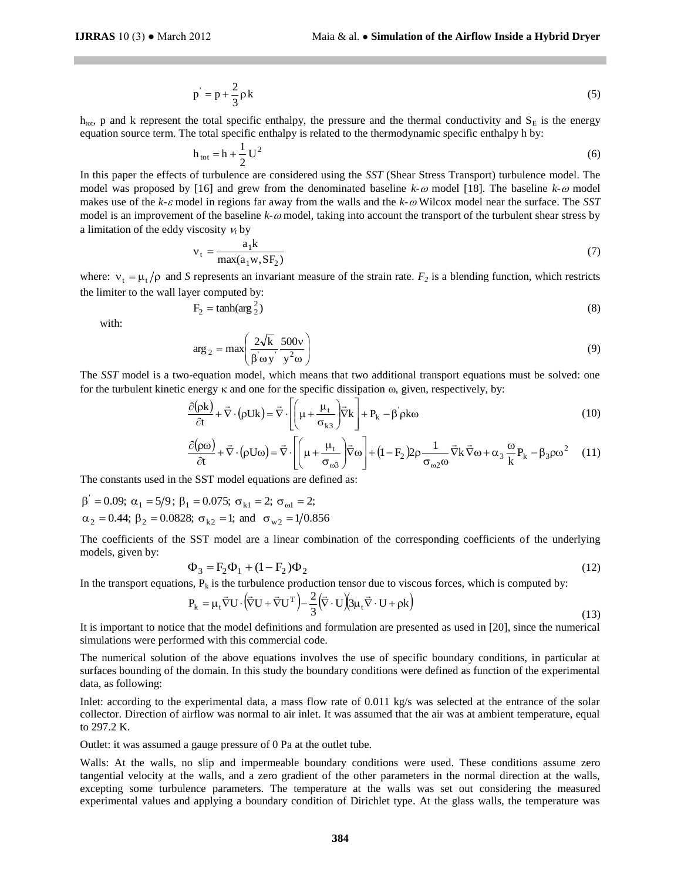$$p' = p + \frac{2}{3}\rho k \tag{5}$$

$h_{tot}$, p and k represent the total specific enthalpy, the pressure and the thermal conductivity and $S_E$ is the energy equation source term. The total specific enthalpy is related to the thermodynamic specific enthalpy h by:

$$h_{tot} = h + \frac{1}{2}U^2 \tag{6}$$

In this paper the effects of turbulence are considered using the *SST* (Shear Stress Transport) turbulence model. The model was proposed by [16] and grew from the denominated baseline *k-ω* model [18]. The baseline *k-ω* model makes use of the *k-ε* model in regions far away from the walls and the *k-ω* Wilcox model near the surface. The *SST* model is an improvement of the baseline *k-ω* model, taking into account the transport of the turbulent shear stress by a limitation of the eddy viscosity $\nu_t$ by

$$\nu_t = \frac{a_1 k}{\max(a_1 w, SF_2)} \tag{7}$$

where: $\nu_t = \mu_t/\rho$ and *S* represents an invariant measure of the strain rate. $F_2$ is a blending function, which restricts the limiter to the wall layer computed by:

$$F_2 = \tanh(\arg_2^2) \tag{8}$$

with:

$$\arg_2 = \max\left(\frac{2\sqrt{k}}{\beta'\omega y'}\frac{500\nu}{y^2\omega}\right) \tag{9}$$

The *SST* model is a two-equation model, which means that two additional transport equations must be solved: one for the turbulent kinetic energy κ and one for the specific dissipation ω, given, respectively, by:

$$\frac{\partial(\rho k)}{\partial t} + \vec{\nabla}\cdot(\rho U k) = \vec{\nabla}\cdot\left[\left(\mu + \frac{\mu_t}{\sigma_{k3}}\right)\vec{\nabla}k\right] + P_k - \beta'\rho k\omega \tag{10}$$

$$\frac{\partial(\rho\omega)}{\partial t} + \vec{\nabla}\cdot(\rho U\omega) = \vec{\nabla}\cdot\left[\left(\mu + \frac{\mu_t}{\sigma_{\omega 3}}\right)\vec{\nabla}\omega\right] + (1-F_2)2\rho\frac{1}{\sigma_{\omega 2}\omega}\vec{\nabla}k\,\vec{\nabla}\omega + \alpha_3\frac{\omega}{k}P_k - \beta_3\rho\omega^2 \tag{11}$$

The constants used in the SST model equations are defined as:

$\beta' = 0.09;\ \alpha_1 = 5/9;\ \beta_1 = 0.075;\ \sigma_{k1} = 2;\ \sigma_{\omega 1} = 2;$
$\alpha_2 = 0.44;\ \beta_2 = 0.0828;\ \sigma_{k2} = 1;$ and $\sigma_{w2} = 1/0.856$

The coefficients of the SST model are a linear combination of the corresponding coefficients of the underlying models, given by:

$$\Phi_3 = F_2\Phi_1 + (1-F_2)\Phi_2 \tag{12}$$

In the transport equations, $P_k$ is the turbulence production tensor due to viscous forces, which is computed by:

$$P_k = \mu_t\vec{\nabla}U\cdot\left(\vec{\nabla}U + \vec{\nabla}U^T\right) - \frac{2}{3}\left(\vec{\nabla}\cdot U\right)\left(3\mu_t\vec{\nabla}\cdot U + \rho k\right) \tag{13}$$

It is important to notice that the model definitions and formulation are presented as used in [20], since the numerical simulations were performed with this commercial code.

The numerical solution of the above equations involves the use of specific boundary conditions, in particular at surfaces bounding of the domain. In this study the boundary conditions were defined as function of the experimental data, as following:

Inlet: according to the experimental data, a mass flow rate of 0.011 kg/s was selected at the entrance of the solar collector. Direction of airflow was normal to air inlet. It was assumed that the air was at ambient temperature, equal to 297.2 K.

Outlet: it was assumed a gauge pressure of 0 Pa at the outlet tube.

Walls: At the walls, no slip and impermeable boundary conditions were used. These conditions assume zero tangential velocity at the walls, and a zero gradient of the other parameters in the normal direction at the walls, excepting some turbulence parameters. The temperature at the walls was set out considering the measured experimental values and applying a boundary condition of Dirichlet type. At the glass walls, the temperature was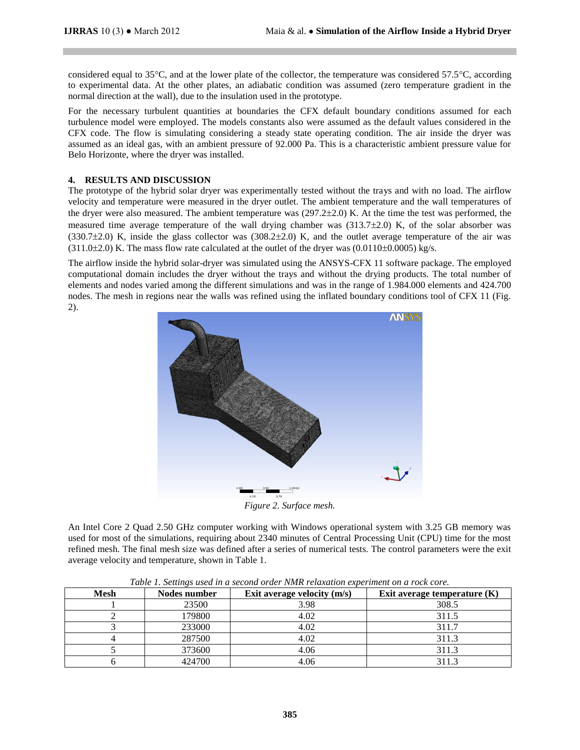considered equal to 35°C, and at the lower plate of the collector, the temperature was considered 57.5°C, according to experimental data. At the other plates, an adiabatic condition was assumed (zero temperature gradient in the normal direction at the wall), due to the insulation used in the prototype.

For the necessary turbulent quantities at boundaries the CFX default boundary conditions assumed for each turbulence model were employed. The models constants also were assumed as the default values considered in the CFX code. The flow is simulating considering a steady state operating condition. The air inside the dryer was assumed as an ideal gas, with an ambient pressure of 92.000 Pa. This is a characteristic ambient pressure value for Belo Horizonte, where the dryer was installed.

## 4. RESULTS AND DISCUSSION

The prototype of the hybrid solar dryer was experimentally tested without the trays and with no load. The airflow velocity and temperature were measured in the dryer outlet. The ambient temperature and the wall temperatures of the dryer were also measured. The ambient temperature was (297.2±2.0) K. At the time the test was performed, the measured time average temperature of the wall drying chamber was (313.7±2.0) K, of the solar absorber was (330.7±2.0) K, inside the glass collector was (308.2±2.0) K, and the outlet average temperature of the air was (311.0±2.0) K. The mass flow rate calculated at the outlet of the dryer was (0.0110±0.0005) kg/s.

The airflow inside the hybrid solar-dryer was simulated using the ANSYS-CFX 11 software package. The employed computational domain includes the dryer without the trays and without the drying products. The total number of elements and nodes varied among the different simulations and was in the range of 1.984.000 elements and 424.700 nodes. The mesh in regions near the walls was refined using the inflated boundary conditions tool of CFX 11 (Fig. 2).

*Figure 2. Surface mesh.*

An Intel Core 2 Quad 2.50 GHz computer working with Windows operational system with 3.25 GB memory was used for most of the simulations, requiring about 2340 minutes of Central Processing Unit (CPU) time for the most refined mesh. The final mesh size was defined after a series of numerical tests. The control parameters were the exit average velocity and temperature, shown in Table 1.

*Table 1. Settings used in a second order NMR relaxation experiment on a rock core.*

| Mesh | Nodes number | Exit average velocity (m/s) | Exit average temperature (K) |
|---|---|---|---|
| 1 | 23500 | 3.98 | 308.5 |
| 2 | 179800 | 4.02 | 311.5 |
| 3 | 233000 | 4.02 | 311.7 |
| 4 | 287500 | 4.02 | 311.3 |
| 5 | 373600 | 4.06 | 311.3 |
| 6 | 424700 | 4.06 | 311.3 |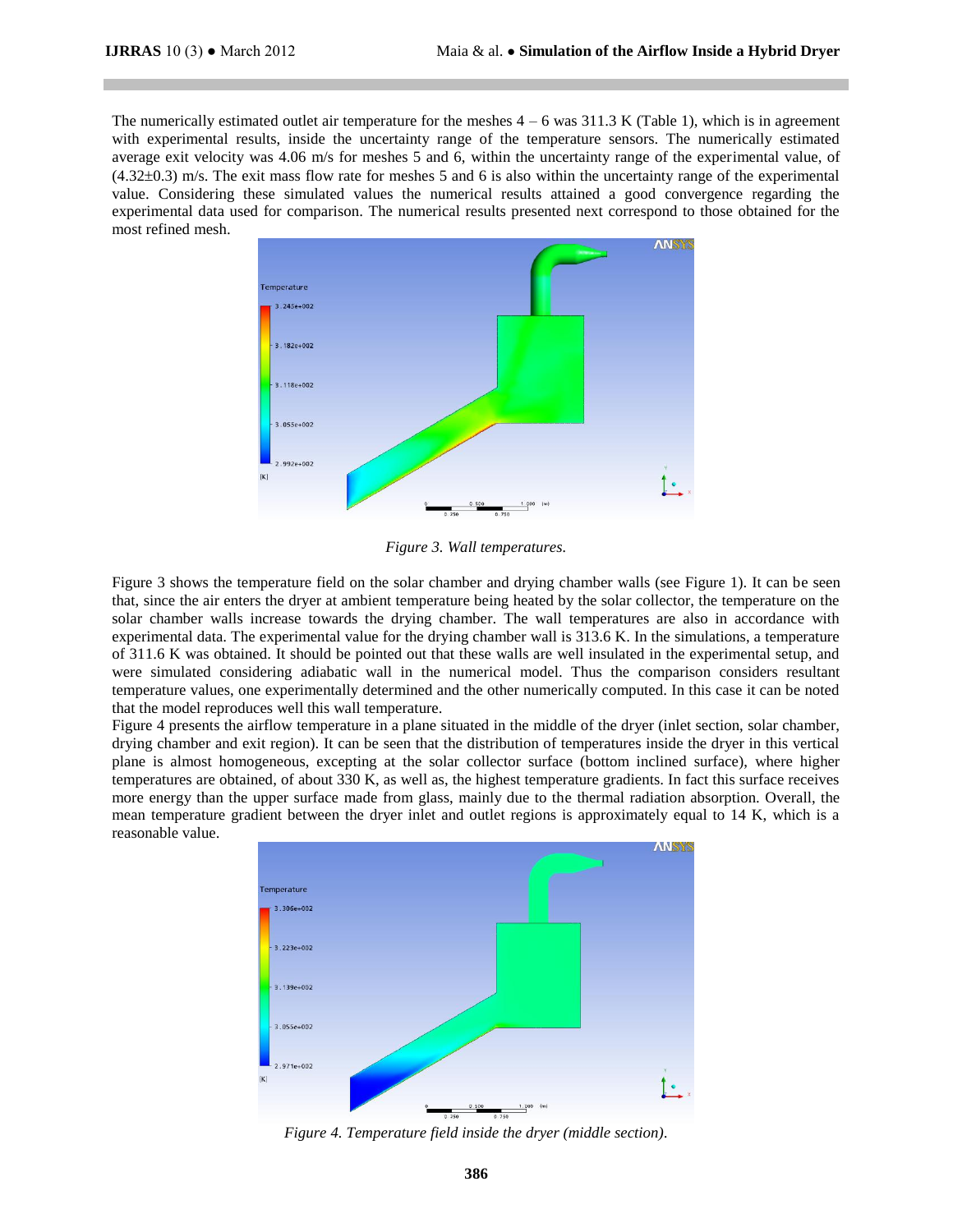The numerically estimated outlet air temperature for the meshes 4 – 6 was 311.3 K (Table 1), which is in agreement with experimental results, inside the uncertainty range of the temperature sensors. The numerically estimated average exit velocity was 4.06 m/s for meshes 5 and 6, within the uncertainty range of the experimental value, of (4.32±0.3) m/s. The exit mass flow rate for meshes 5 and 6 is also within the uncertainty range of the experimental value. Considering these simulated values the numerical results attained a good convergence regarding the experimental data used for comparison. The numerical results presented next correspond to those obtained for the most refined mesh.

*Figure 3. Wall temperatures.*

Figure 3 shows the temperature field on the solar chamber and drying chamber walls (see Figure 1). It can be seen that, since the air enters the dryer at ambient temperature being heated by the solar collector, the temperature on the solar chamber walls increase towards the drying chamber. The wall temperatures are also in accordance with experimental data. The experimental value for the drying chamber wall is 313.6 K. In the simulations, a temperature of 311.6 K was obtained. It should be pointed out that these walls are well insulated in the experimental setup, and were simulated considering adiabatic wall in the numerical model. Thus the comparison considers resultant temperature values, one experimentally determined and the other numerically computed. In this case it can be noted that the model reproduces well this wall temperature.

Figure 4 presents the airflow temperature in a plane situated in the middle of the dryer (inlet section, solar chamber, drying chamber and exit region). It can be seen that the distribution of temperatures inside the dryer in this vertical plane is almost homogeneous, excepting at the solar collector surface (bottom inclined surface), where higher temperatures are obtained, of about 330 K, as well as, the highest temperature gradients. In fact this surface receives more energy than the upper surface made from glass, mainly due to the thermal radiation absorption. Overall, the mean temperature gradient between the dryer inlet and outlet regions is approximately equal to 14 K, which is a reasonable value.

*Figure 4. Temperature field inside the dryer (middle section).*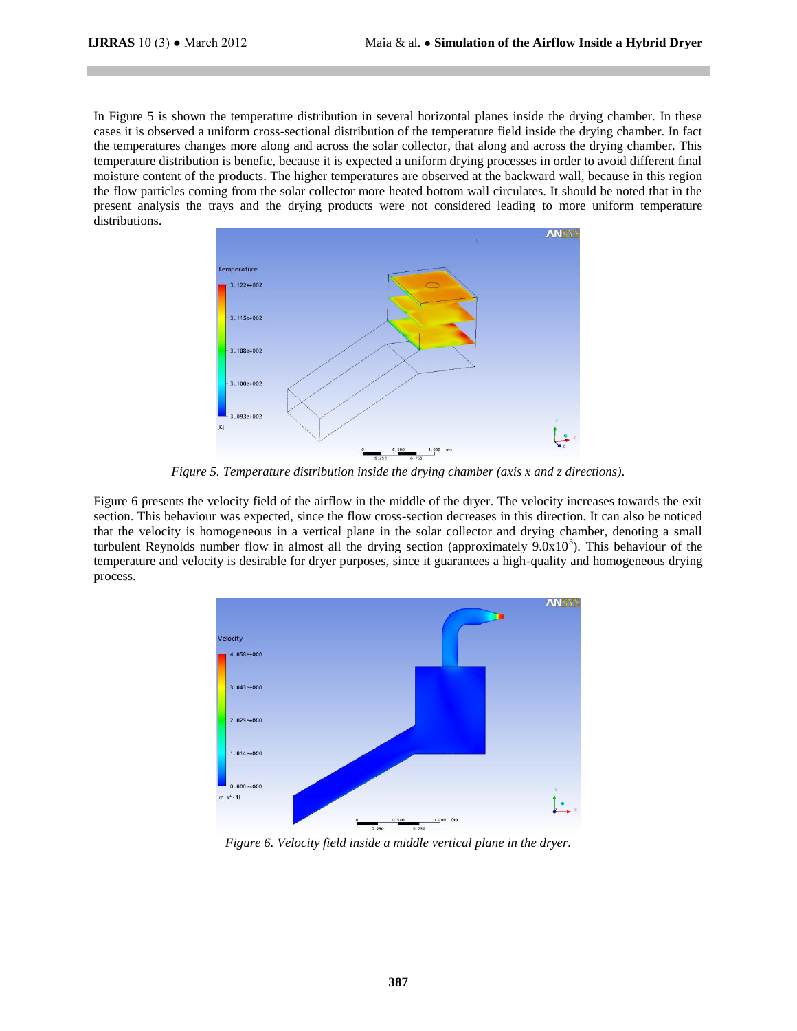In Figure 5 is shown the temperature distribution in several horizontal planes inside the drying chamber. In these cases it is observed a uniform cross-sectional distribution of the temperature field inside the drying chamber. In fact the temperatures changes more along and across the solar collector, that along and across the drying chamber. This temperature distribution is benefic, because it is expected a uniform drying processes in order to avoid different final moisture content of the products. The higher temperatures are observed at the backward wall, because in this region the flow particles coming from the solar collector more heated bottom wall circulates. It should be noted that in the present analysis the trays and the drying products were not considered leading to more uniform temperature distributions.

*Figure 5. Temperature distribution inside the drying chamber (axis x and z directions).*

Figure 6 presents the velocity field of the airflow in the middle of the dryer. The velocity increases towards the exit section. This behaviour was expected, since the flow cross-section decreases in this direction. It can also be noticed that the velocity is homogeneous in a vertical plane in the solar collector and drying chamber, denoting a small turbulent Reynolds number flow in almost all the drying section (approximately $9.0 \times 10^3$). This behaviour of the temperature and velocity is desirable for dryer purposes, since it guarantees a high-quality and homogeneous drying process.

*Figure 6. Velocity field inside a middle vertical plane in the dryer.*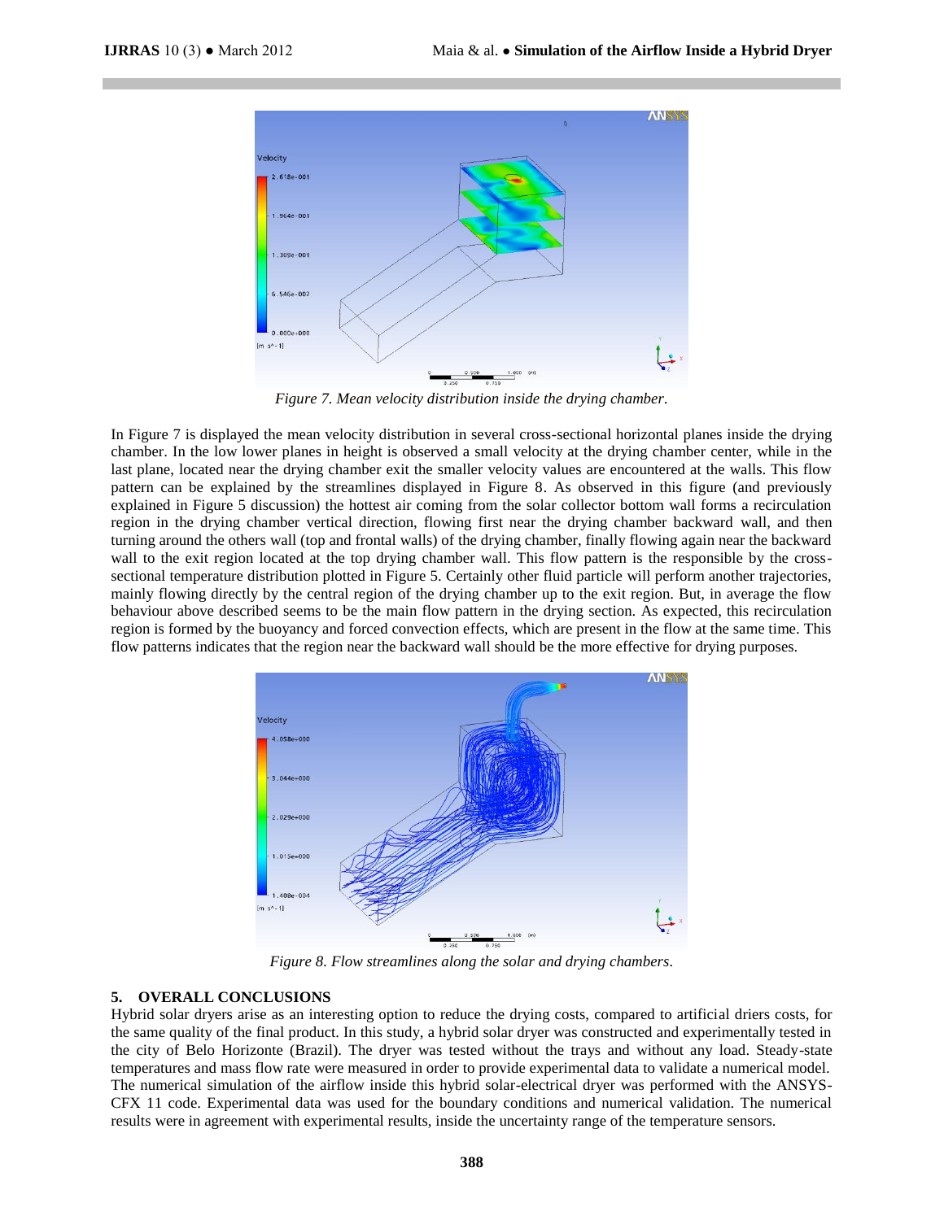Figure 7. Mean velocity distribution inside the drying chamber.

In Figure 7 is displayed the mean velocity distribution in several cross-sectional horizontal planes inside the drying chamber. In the low lower planes in height is observed a small velocity at the drying chamber center, while in the last plane, located near the drying chamber exit the smaller velocity values are encountered at the walls. This flow pattern can be explained by the streamlines displayed in Figure 8. As observed in this figure (and previously explained in Figure 5 discussion) the hottest air coming from the solar collector bottom wall forms a recirculation region in the drying chamber vertical direction, flowing first near the drying chamber backward wall, and then turning around the others wall (top and frontal walls) of the drying chamber, finally flowing again near the backward wall to the exit region located at the top drying chamber wall. This flow pattern is the responsible by the cross-sectional temperature distribution plotted in Figure 5. Certainly other fluid particle will perform another trajectories, mainly flowing directly by the central region of the drying chamber up to the exit region. But, in average the flow behaviour above described seems to be the main flow pattern in the drying section. As expected, this recirculation region is formed by the buoyancy and forced convection effects, which are present in the flow at the same time. This flow patterns indicates that the region near the backward wall should be the more effective for drying purposes.

Figure 8. Flow streamlines along the solar and drying chambers.

## 5. OVERALL CONCLUSIONS

Hybrid solar dryers arise as an interesting option to reduce the drying costs, compared to artificial driers costs, for the same quality of the final product. In this study, a hybrid solar dryer was constructed and experimentally tested in the city of Belo Horizonte (Brazil). The dryer was tested without the trays and without any load. Steady-state temperatures and mass flow rate were measured in order to provide experimental data to validate a numerical model. The numerical simulation of the airflow inside this hybrid solar-electrical dryer was performed with the ANSYS-CFX 11 code. Experimental data was used for the boundary conditions and numerical validation. The numerical results were in agreement with experimental results, inside the uncertainty range of the temperature sensors.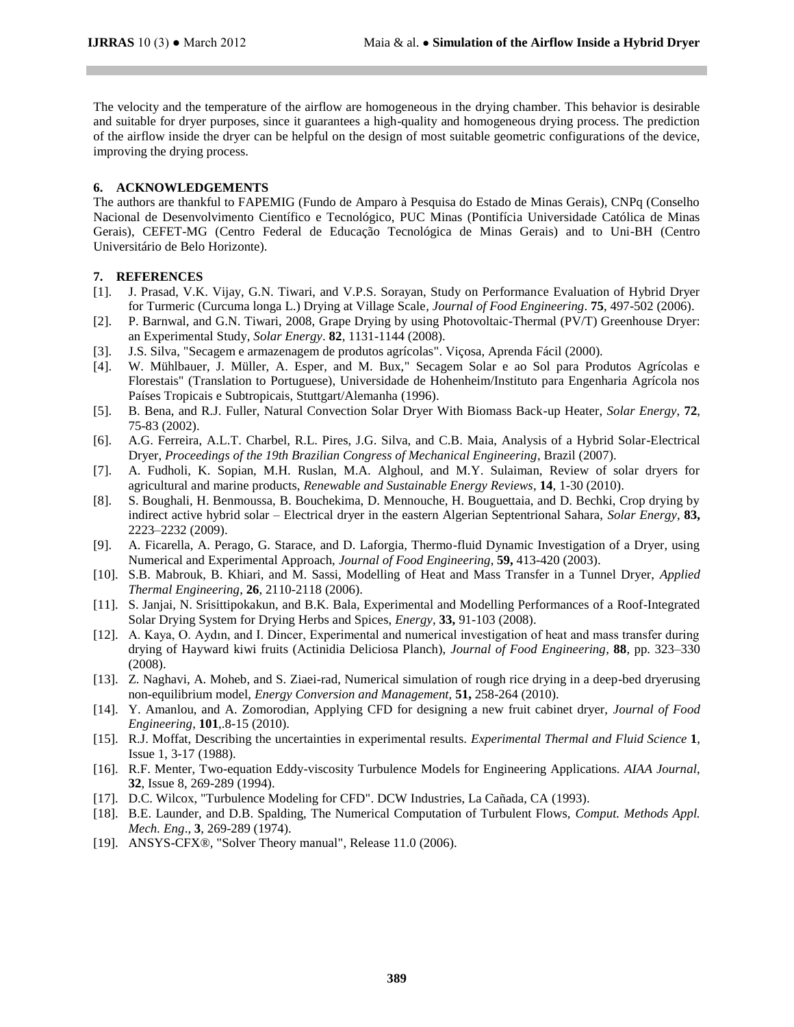The velocity and the temperature of the airflow are homogeneous in the drying chamber. This behavior is desirable and suitable for dryer purposes, since it guarantees a high-quality and homogeneous drying process. The prediction of the airflow inside the dryer can be helpful on the design of most suitable geometric configurations of the device, improving the drying process.

## 6. ACKNOWLEDGEMENTS

The authors are thankful to FAPEMIG (Fundo de Amparo à Pesquisa do Estado de Minas Gerais), CNPq (Conselho Nacional de Desenvolvimento Científico e Tecnológico, PUC Minas (Pontifícia Universidade Católica de Minas Gerais), CEFET-MG (Centro Federal de Educação Tecnológica de Minas Gerais) and to Uni-BH (Centro Universitário de Belo Horizonte).

## 7. REFERENCES

[1]. J. Prasad, V.K. Vijay, G.N. Tiwari, and V.P.S. Sorayan, Study on Performance Evaluation of Hybrid Dryer for Turmeric (Curcuma longa L.) Drying at Village Scale, *Journal of Food Engineering*. **75**, 497-502 (2006).

[2]. P. Barnwal, and G.N. Tiwari, 2008, Grape Drying by using Photovoltaic-Thermal (PV/T) Greenhouse Dryer: an Experimental Study, *Solar Energy*. **82**, 1131-1144 (2008).

[3]. J.S. Silva, "Secagem e armazenagem de produtos agrícolas". Viçosa, Aprenda Fácil (2000).

[4]. W. Mühlbauer, J. Müller, A. Esper, and M. Bux," Secagem Solar e ao Sol para Produtos Agrícolas e Florestais" (Translation to Portuguese), Universidade de Hohenheim/Instituto para Engenharia Agrícola nos Países Tropicais e Subtropicais, Stuttgart/Alemanha (1996).

[5]. B. Bena, and R.J. Fuller, Natural Convection Solar Dryer With Biomass Back-up Heater, *Solar Energy*, **72**, 75-83 (2002).

[6]. A.G. Ferreira, A.L.T. Charbel, R.L. Pires, J.G. Silva, and C.B. Maia, Analysis of a Hybrid Solar-Electrical Dryer, *Proceedings of the 19th Brazilian Congress of Mechanical Engineering*, Brazil (2007).

[7]. A. Fudholi, K. Sopian, M.H. Ruslan, M.A. Alghoul, and M.Y. Sulaiman, Review of solar dryers for agricultural and marine products, *Renewable and Sustainable Energy Reviews*, **14**, 1-30 (2010).

[8]. S. Boughali, H. Benmoussa, B. Bouchekima, D. Mennouche, H. Bouguettaia, and D. Bechki, Crop drying by indirect active hybrid solar – Electrical dryer in the eastern Algerian Septentrional Sahara, *Solar Energy*, **83,** 2223–2232 (2009).

[9]. A. Ficarella, A. Perago, G. Starace, and D. Laforgia, Thermo-fluid Dynamic Investigation of a Dryer, using Numerical and Experimental Approach, *Journal of Food Engineering*, **59,** 413-420 (2003).

[10]. S.B. Mabrouk, B. Khiari, and M. Sassi, Modelling of Heat and Mass Transfer in a Tunnel Dryer, *Applied Thermal Engineering*, **26**, 2110-2118 (2006).

[11]. S. Janjai, N. Srisittipokakun, and B.K. Bala, Experimental and Modelling Performances of a Roof-Integrated Solar Drying System for Drying Herbs and Spices, *Energy*, **33,** 91-103 (2008).

[12]. A. Kaya, O. Aydın, and I. Dincer, Experimental and numerical investigation of heat and mass transfer during drying of Hayward kiwi fruits (Actinidia Deliciosa Planch), *Journal of Food Engineering*, **88**, pp. 323–330 (2008).

[13]. Z. Naghavi, A. Moheb, and S. Ziaei-rad, Numerical simulation of rough rice drying in a deep-bed dryerusing non-equilibrium model, *Energy Conversion and Management,* **51,** 258-264 (2010).

[14]. Y. Amanlou, and A. Zomorodian, Applying CFD for designing a new fruit cabinet dryer, *Journal of Food Engineering*, **101**,.8-15 (2010).

[15]. R.J. Moffat, Describing the uncertainties in experimental results. *Experimental Thermal and Fluid Science* **1**, Issue 1, 3-17 (1988).

[16]. R.F. Menter, Two-equation Eddy-viscosity Turbulence Models for Engineering Applications. *AIAA Journal*, **32**, Issue 8, 269-289 (1994).

[17]. D.C. Wilcox, "Turbulence Modeling for CFD". DCW Industries, La Cañada, CA (1993).

[18]. B.E. Launder, and D.B. Spalding, The Numerical Computation of Turbulent Flows, *Comput. Methods Appl. Mech. Eng*., **3**, 269-289 (1974).

[19]. ANSYS-CFX®, "Solver Theory manual", Release 11.0 (2006).